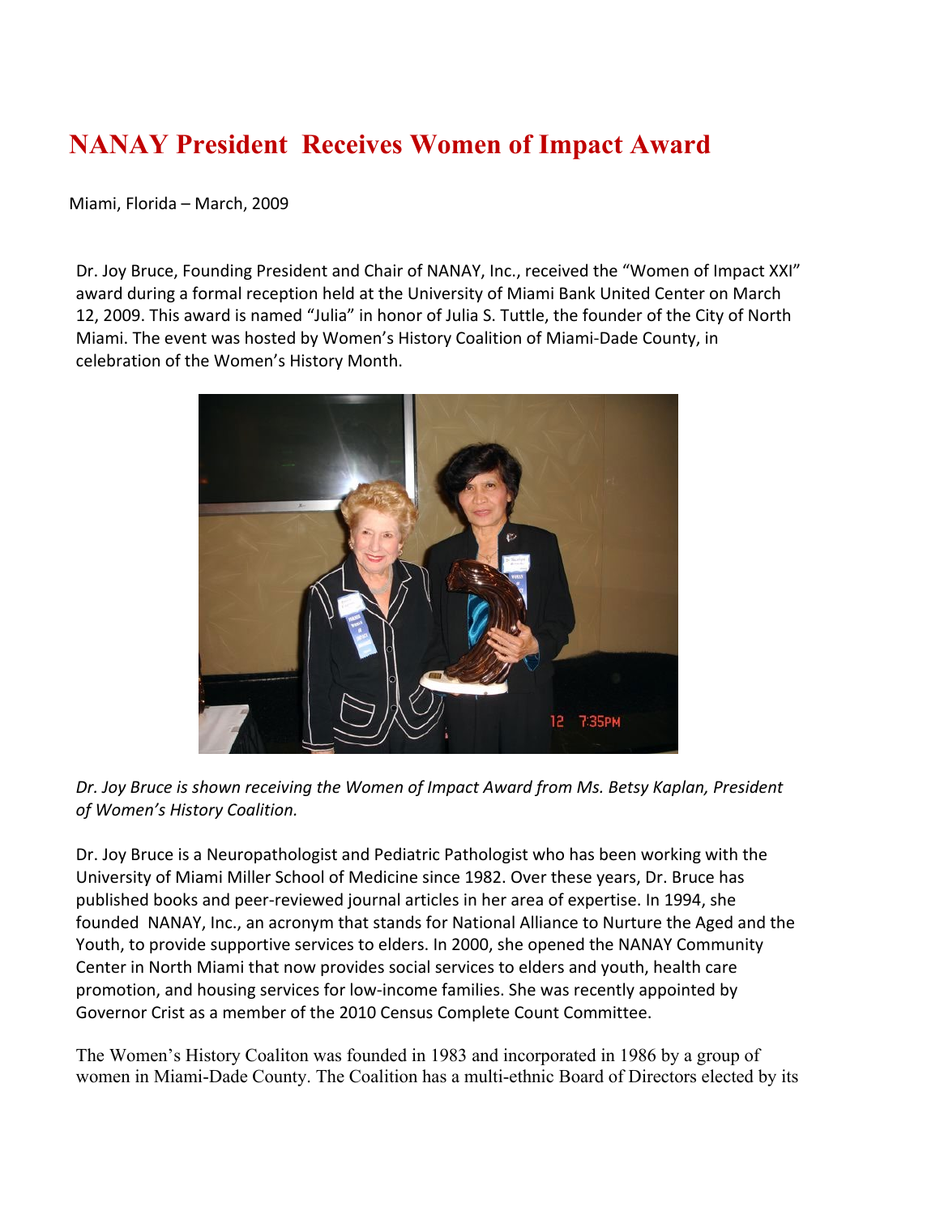# NANAY President Receives Women of Impact Award

Miami, Florida – March, 2009

Dr. Joy Bruce, Founding President and Chair of NANAY, Inc., received the "Women of Impact XXI" award during a formal reception held at the University of Miami Bank United Center on March 12, 2009. This award is named "Julia" in honor of Julia S. Tuttle, the founder of the City of North Miami. The event was hosted by Women's History Coalition of Miami-Dade County, in celebration of the Women's History Month.

*Dr. Joy Bruce is shown receiving the Women of Impact Award from Ms. Betsy Kaplan, President of Women's History Coalition.*

Dr. Joy Bruce is a Neuropathologist and Pediatric Pathologist who has been working with the University of Miami Miller School of Medicine since 1982. Over these years, Dr. Bruce has published books and peer-reviewed journal articles in her area of expertise. In 1994, she founded NANAY, Inc., an acronym that stands for National Alliance to Nurture the Aged and the Youth, to provide supportive services to elders. In 2000, she opened the NANAY Community Center in North Miami that now provides social services to elders and youth, health care promotion, and housing services for low-income families. She was recently appointed by Governor Crist as a member of the 2010 Census Complete Count Committee.

The Women's History Coaliton was founded in 1983 and incorporated in 1986 by a group of women in Miami-Dade County. The Coalition has a multi-ethnic Board of Directors elected by its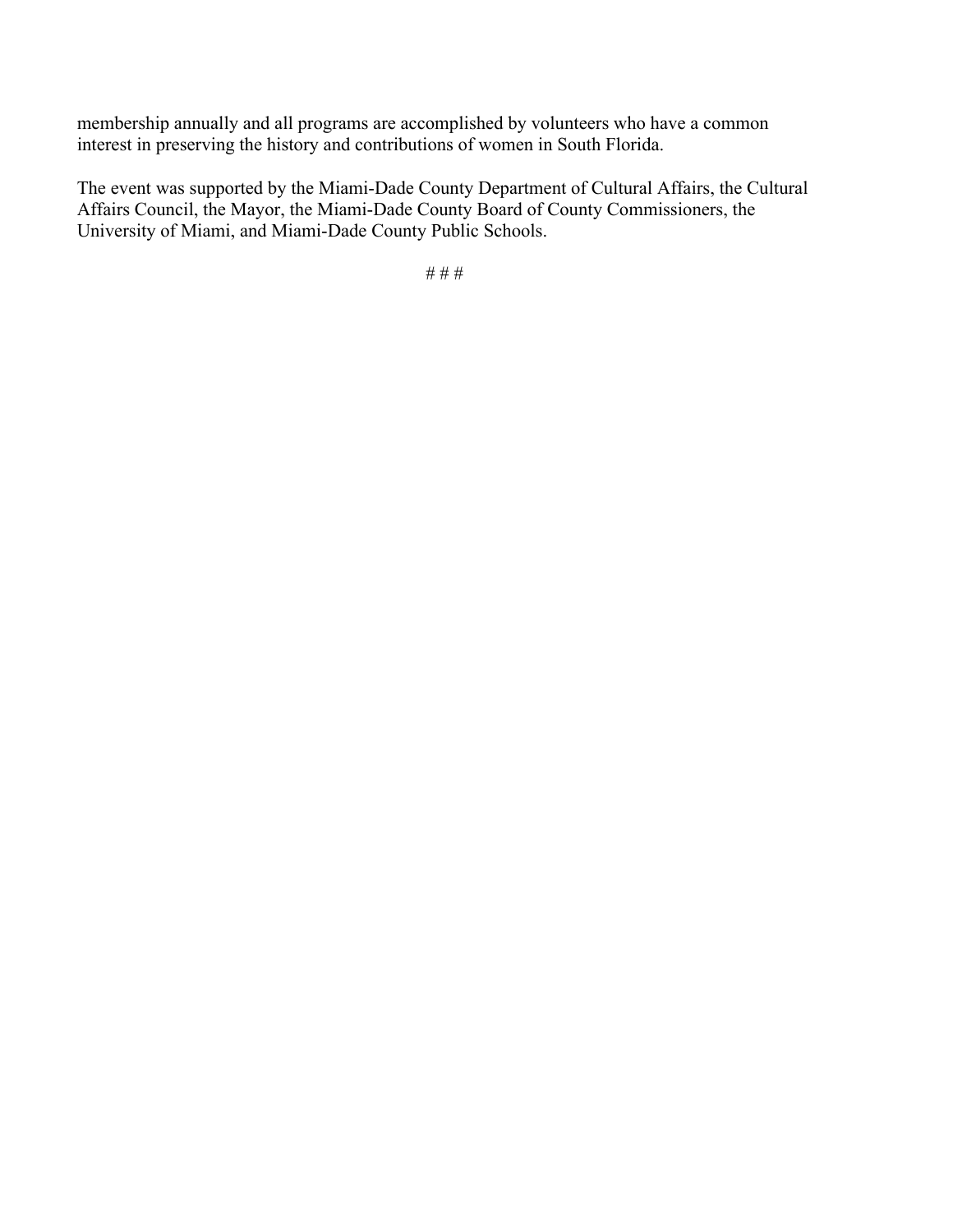membership annually and all programs are accomplished by volunteers who have a common interest in preserving the history and contributions of women in South Florida.

The event was supported by the Miami-Dade County Department of Cultural Affairs, the Cultural Affairs Council, the Mayor, the Miami-Dade County Board of County Commissioners, the University of Miami, and Miami-Dade County Public Schools.

# # #